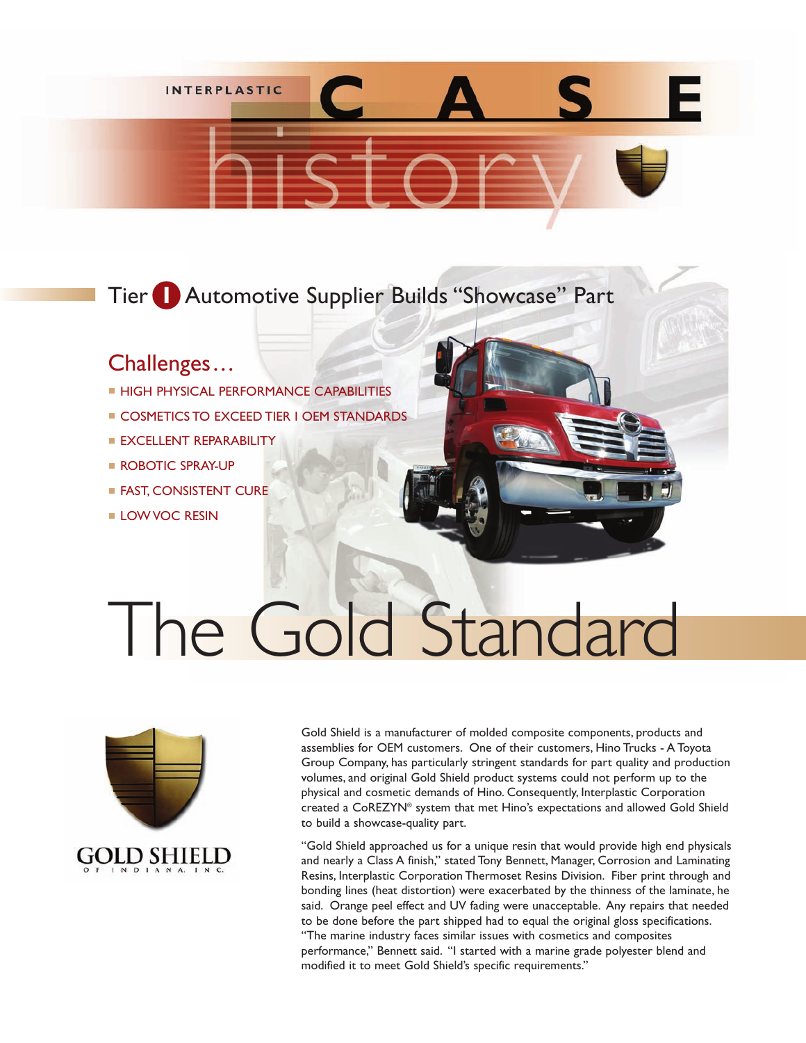INTERPLASTIC

# CASE history

## Tier I Automotive Supplier Builds "Showcase" Part

### Challenges…

- HIGH PHYSICAL PERFORMANCE CAPABILITIES
- COSMETICS TO EXCEED TIER I OEM STANDARDS
- EXCELLENT REPARABILITY
- ROBOTIC SPRAY-UP
- FAST, CONSISTENT CURE
- LOW VOC RESIN

# The Gold Standard

GOLD SHIELD OF INDIANA, INC.

Gold Shield is a manufacturer of molded composite components, products and assemblies for OEM customers. One of their customers, Hino Trucks - A Toyota Group Company, has particularly stringent standards for part quality and production volumes, and original Gold Shield product systems could not perform up to the physical and cosmetic demands of Hino. Consequently, Interplastic Corporation created a CoREZYN® system that met Hino's expectations and allowed Gold Shield to build a showcase-quality part.

"Gold Shield approached us for a unique resin that would provide high end physicals and nearly a Class A finish," stated Tony Bennett, Manager, Corrosion and Laminating Resins, Interplastic Corporation Thermoset Resins Division. Fiber print through and bonding lines (heat distortion) were exacerbated by the thinness of the laminate, he said. Orange peel effect and UV fading were unacceptable. Any repairs that needed to be done before the part shipped had to equal the original gloss specifications. "The marine industry faces similar issues with cosmetics and composites performance," Bennett said. "I started with a marine grade polyester blend and modified it to meet Gold Shield's specific requirements."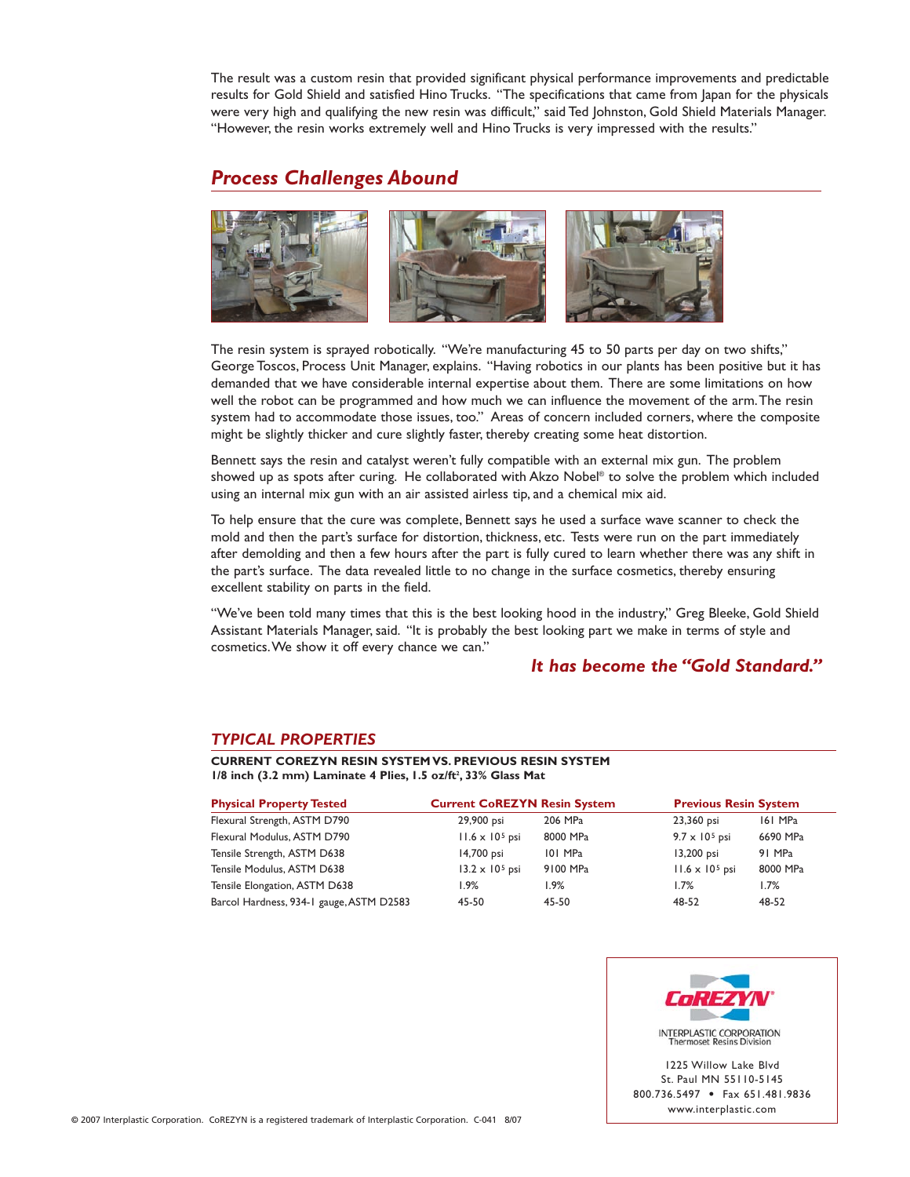The result was a custom resin that provided significant physical performance improvements and predictable results for Gold Shield and satisfied Hino Trucks. "The specifications that came from Japan for the physicals were very high and qualifying the new resin was difficult," said Ted Johnston, Gold Shield Materials Manager. "However, the resin works extremely well and Hino Trucks is very impressed with the results."

## *Process Challenges Abound*

The resin system is sprayed robotically. "We're manufacturing 45 to 50 parts per day on two shifts," George Toscos, Process Unit Manager, explains. "Having robotics in our plants has been positive but it has demanded that we have considerable internal expertise about them. There are some limitations on how well the robot can be programmed and how much we can influence the movement of the arm. The resin system had to accommodate those issues, too." Areas of concern included corners, where the composite might be slightly thicker and cure slightly faster, thereby creating some heat distortion.

Bennett says the resin and catalyst weren't fully compatible with an external mix gun. The problem showed up as spots after curing. He collaborated with Akzo Nobel® to solve the problem which included using an internal mix gun with an air assisted airless tip, and a chemical mix aid.

To help ensure that the cure was complete, Bennett says he used a surface wave scanner to check the mold and then the part's surface for distortion, thickness, etc. Tests were run on the part immediately after demolding and then a few hours after the part is fully cured to learn whether there was any shift in the part's surface. The data revealed little to no change in the surface cosmetics, thereby ensuring excellent stability on parts in the field.

"We've been told many times that this is the best looking hood in the industry," Greg Bleeke, Gold Shield Assistant Materials Manager, said. "It is probably the best looking part we make in terms of style and cosmetics. We show it off every chance we can."

***It has become the "Gold Standard."***

## *TYPICAL PROPERTIES*

**CURRENT COREZYN RESIN SYSTEM VS. PREVIOUS RESIN SYSTEM**
**1/8 inch (3.2 mm) Laminate 4 Plies, 1.5 oz/ft², 33% Glass Mat**

| Physical Property Tested | Current CoREZYN Resin System | | Previous Resin System | |
|---|---|---|---|---|
| Flexural Strength, ASTM D790 | 29,900 psi | 206 MPa | 23,360 psi | 161 MPa |
| Flexural Modulus, ASTM D790 | $11.6 \times 10^5$ psi | 8000 MPa | $9.7 \times 10^5$ psi | 6690 MPa |
| Tensile Strength, ASTM D638 | 14,700 psi | 101 MPa | 13,200 psi | 91 MPa |
| Tensile Modulus, ASTM D638 | $13.2 \times 10^5$ psi | 9100 MPa | $11.6 \times 10^5$ psi | 8000 MPa |
| Tensile Elongation, ASTM D638 | 1.9% | 1.9% | 1.7% | 1.7% |
| Barcol Hardness, 934-1 gauge, ASTM D2583 | 45-50 | 45-50 | 48-52 | 48-52 |

CoREZYN®
INTERPLASTIC CORPORATION
Thermoset Resins Division

1225 Willow Lake Blvd
St. Paul MN 55110-5145
800.736.5497 • Fax 651.481.9836
www.interplastic.com

© 2007 Interplastic Corporation. CoREZYN is a registered trademark of Interplastic Corporation. C-041 8/07